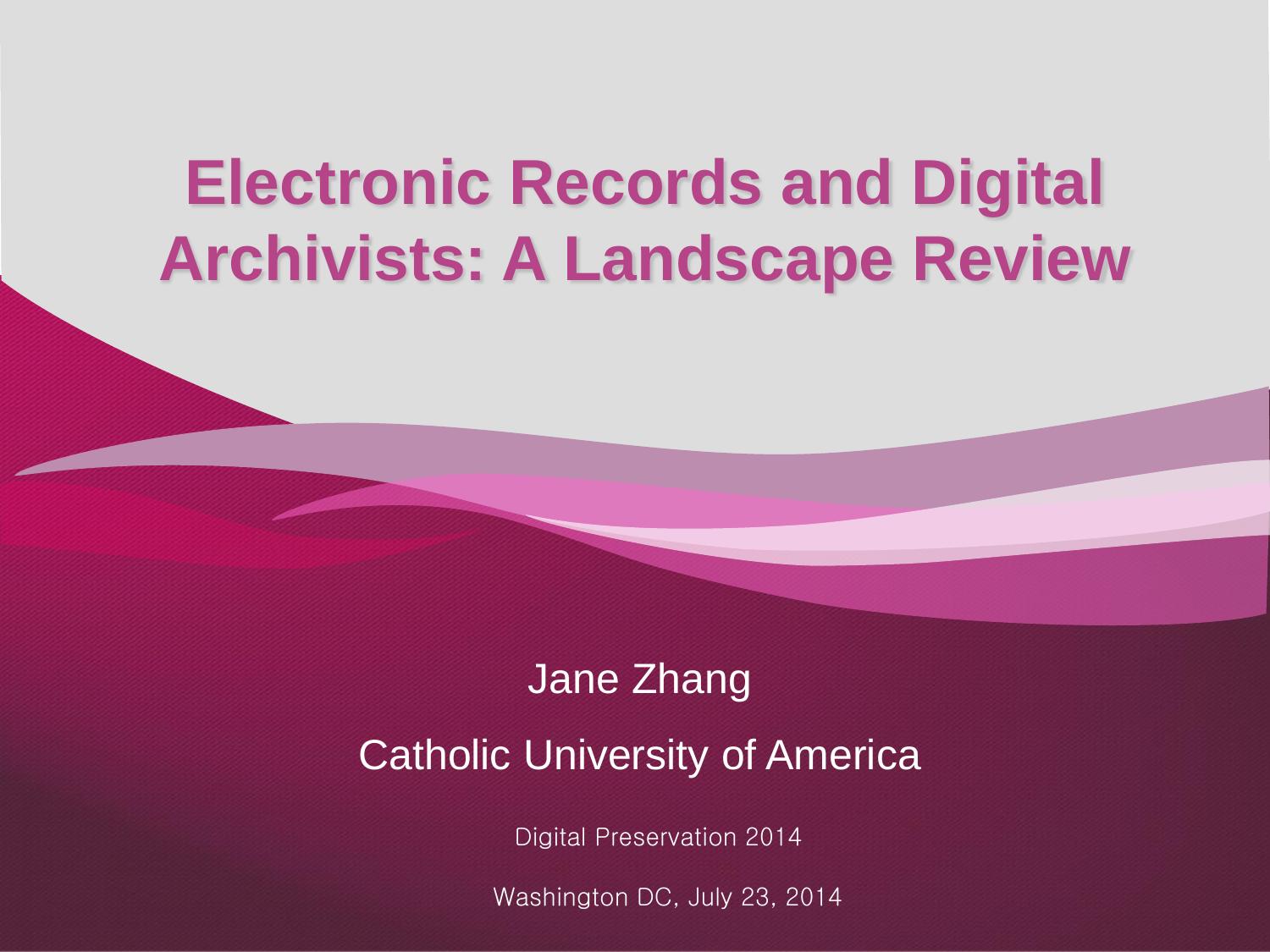# Electronic Records and Digital Archivists: A Landscape Review

Jane Zhang

Catholic University of America

Digital Preservation 2014

Washington DC, July 23, 2014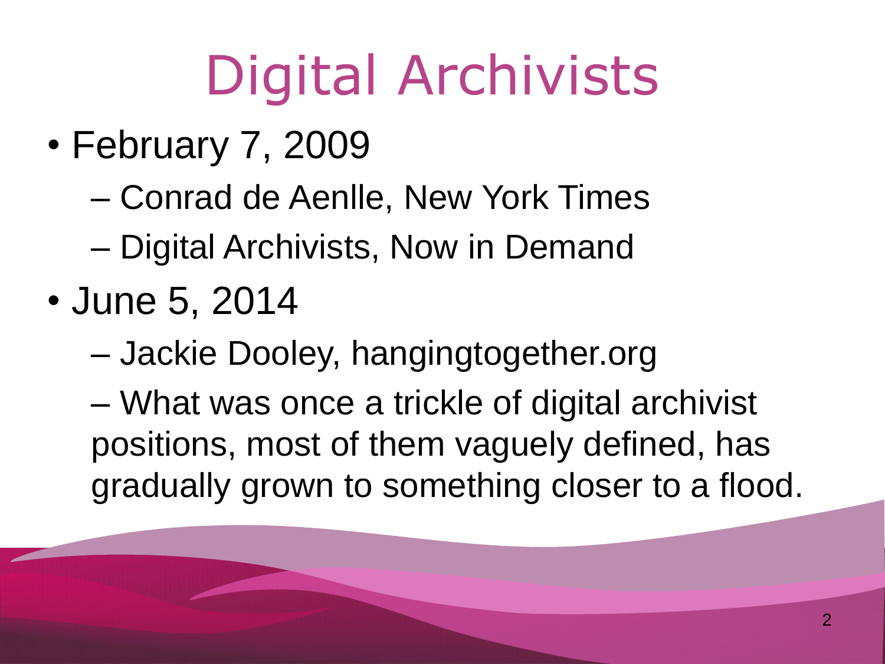# Digital Archivists

- February 7, 2009
  - Conrad de Aenlle, New York Times
  - Digital Archivists, Now in Demand
- June 5, 2014
  - Jackie Dooley, hangingtogether.org
  - What was once a trickle of digital archivist positions, most of them vaguely defined, has gradually grown to something closer to a flood.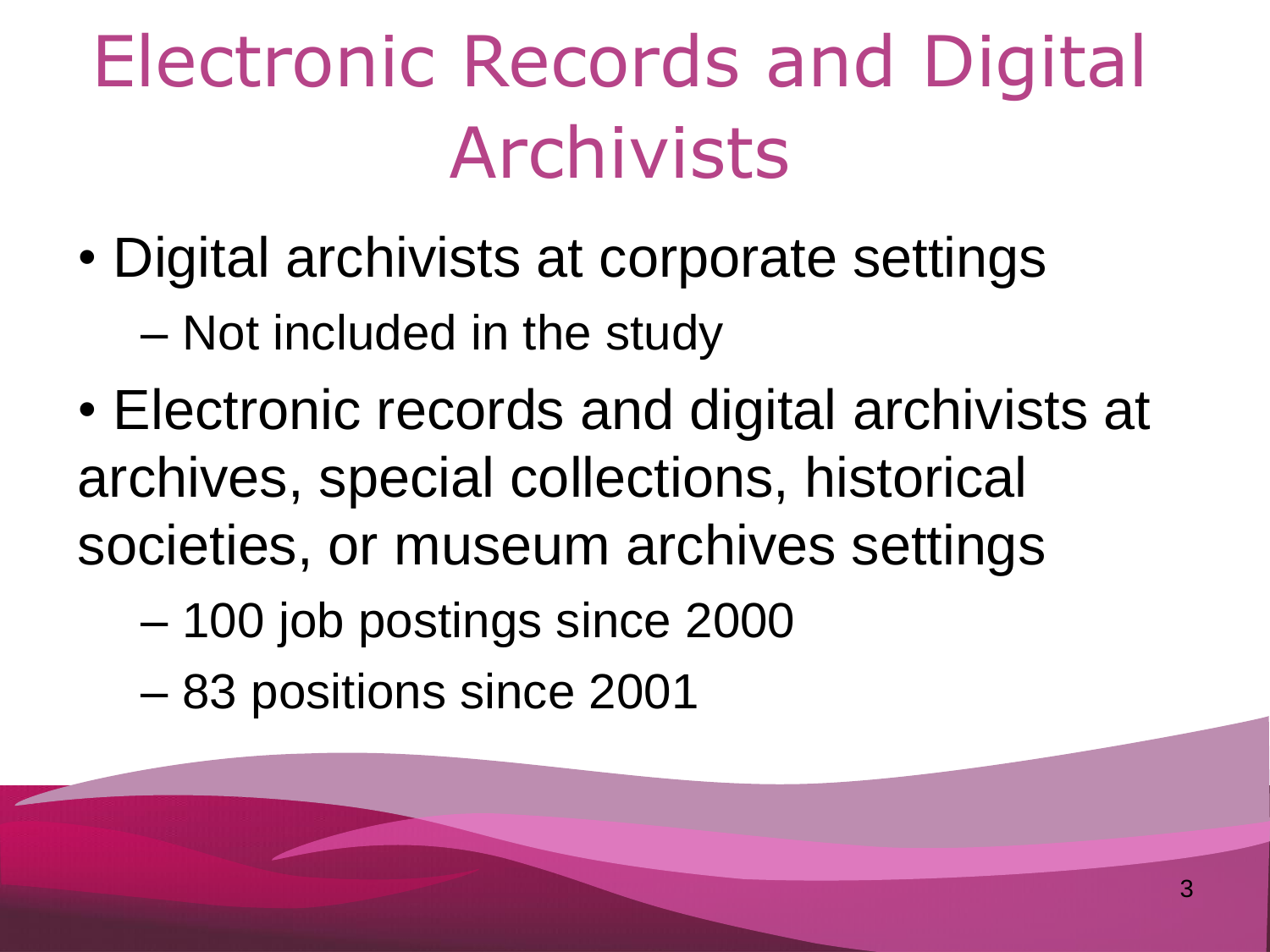# Electronic Records and Digital Archivists

- Digital archivists at corporate settings
  - Not included in the study
- Electronic records and digital archivists at archives, special collections, historical societies, or museum archives settings
  - 100 job postings since 2000
  - 83 positions since 2001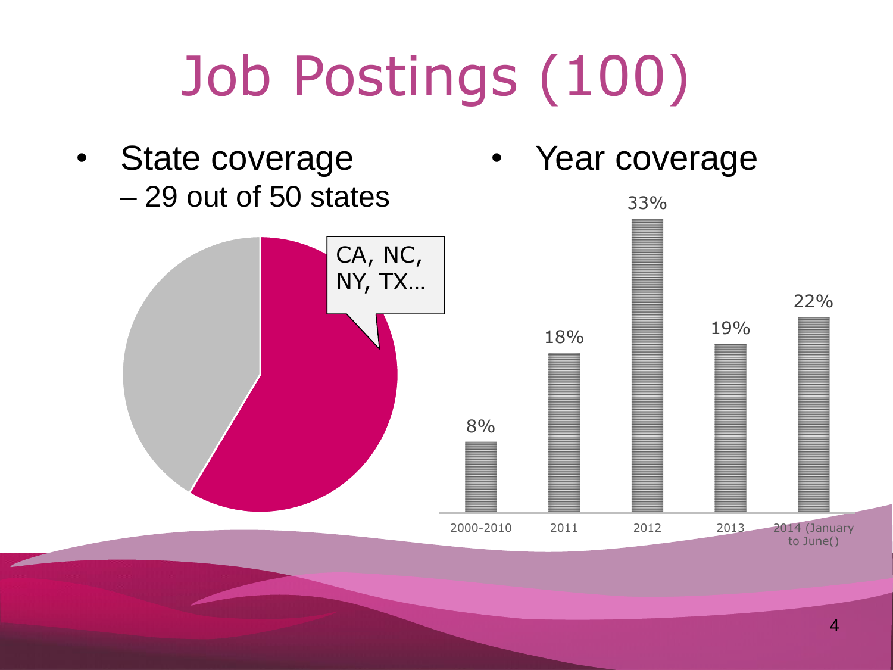# Job Postings (100)

- State coverage
  - 29 out of 50 states

CA, NC, NY, TX…

- Year coverage

| Year | Share |
|---|---|
| 2000-2010 | 8% |
| 2011 | 18% |
| 2012 | 33% |
| 2013 | 19% |
| 2014 (January to June() | 22% |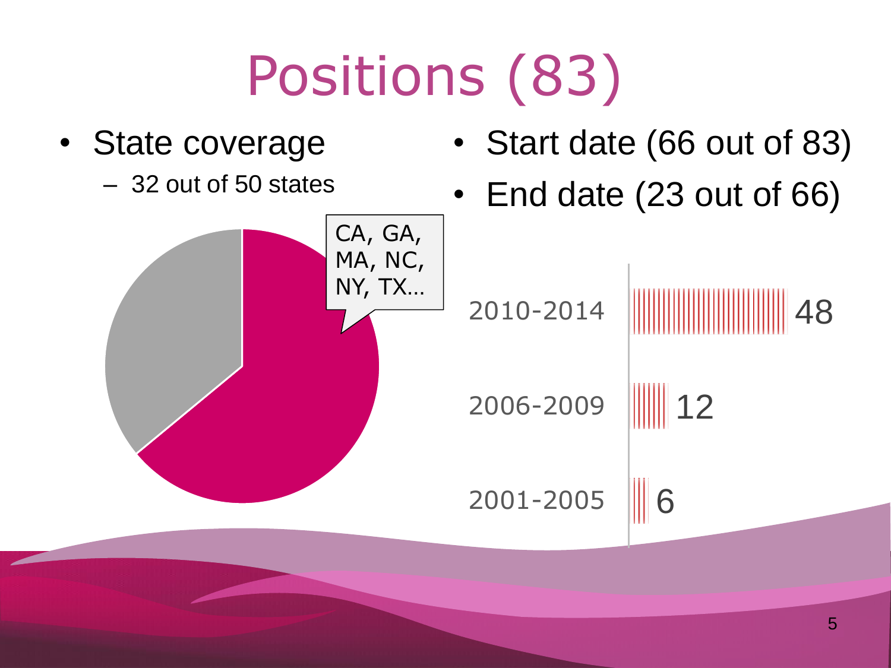# Positions (83)

- State coverage
  - 32 out of 50 states

CA, GA, MA, NC, NY, TX…

- Start date (66 out of 83)
- End date (23 out of 66)

| Period | Count |
| --- | --- |
| 2010-2014 | 48 |
| 2006-2009 | 12 |
| 2001-2005 | 6 |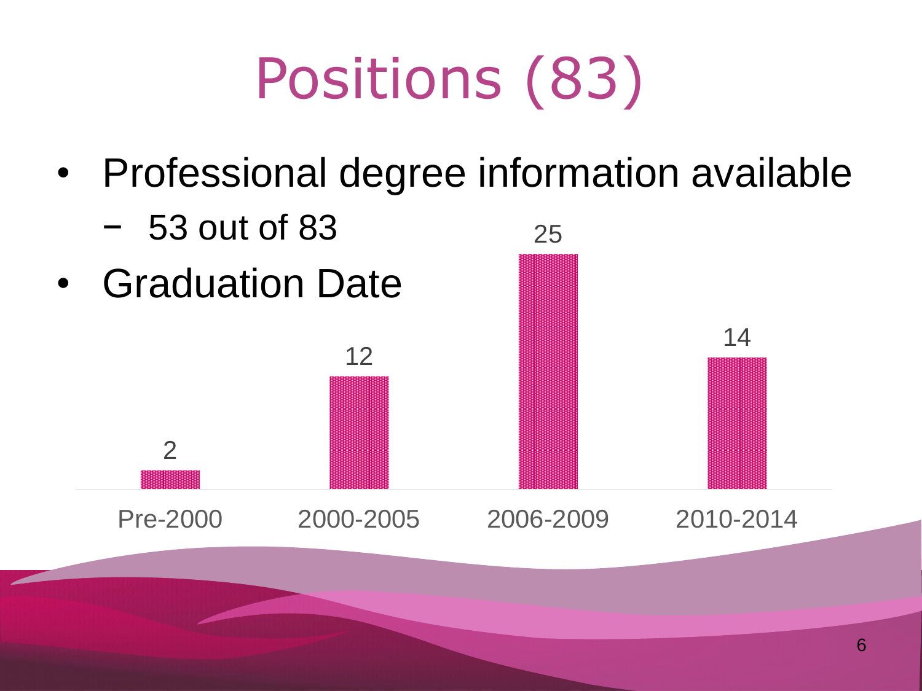# Positions (83)

- Professional degree information available
  - 53 out of 83
- Graduation Date

| Pre-2000 | 2000-2005 | 2006-2009 | 2010-2014 |
|---|---|---|---|
| 2 | 12 | 25 | 14 |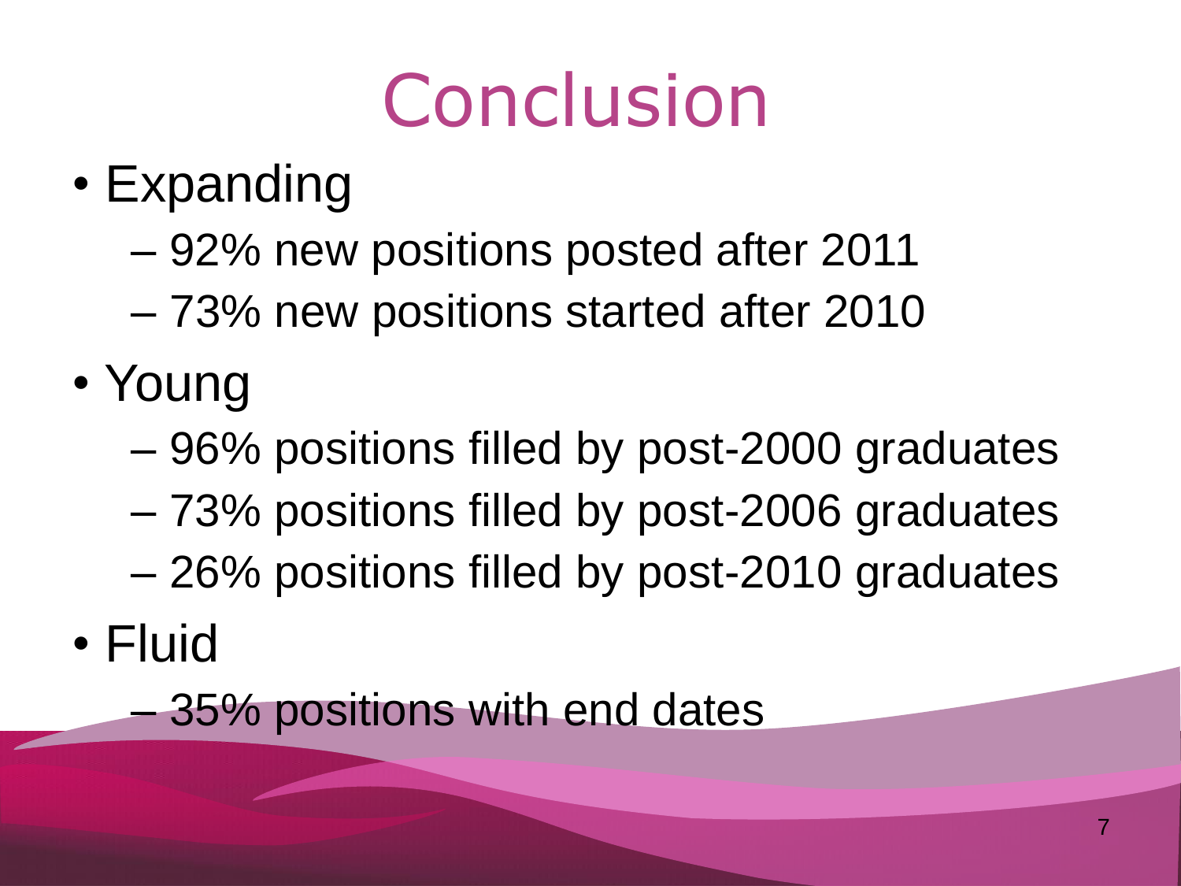# Conclusion

- Expanding
  - 92% new positions posted after 2011
  - 73% new positions started after 2010
- Young
  - 96% positions filled by post-2000 graduates
  - 73% positions filled by post-2006 graduates
  - 26% positions filled by post-2010 graduates
- Fluid
  - 35% positions with end dates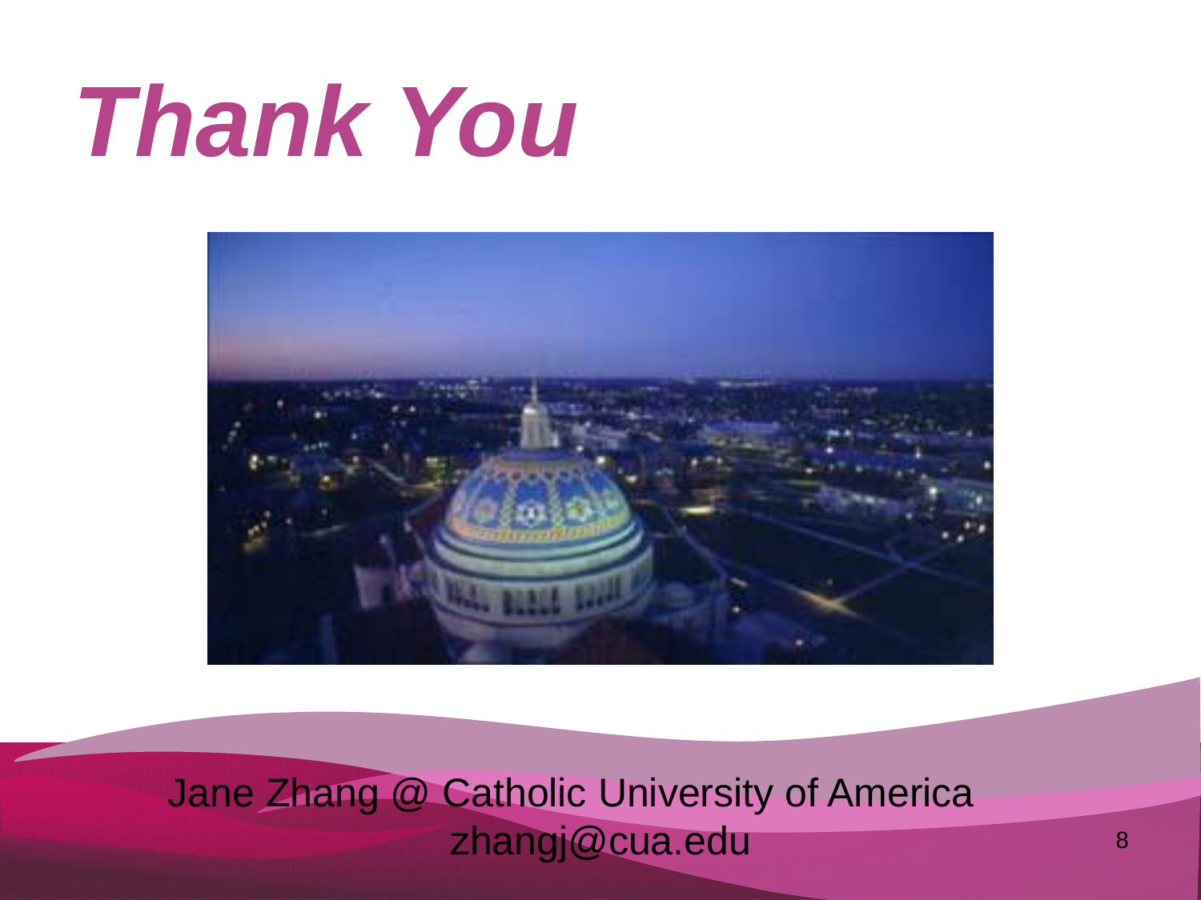# *Thank You*

Jane Zhang @ Catholic University of America
zhangj@cua.edu